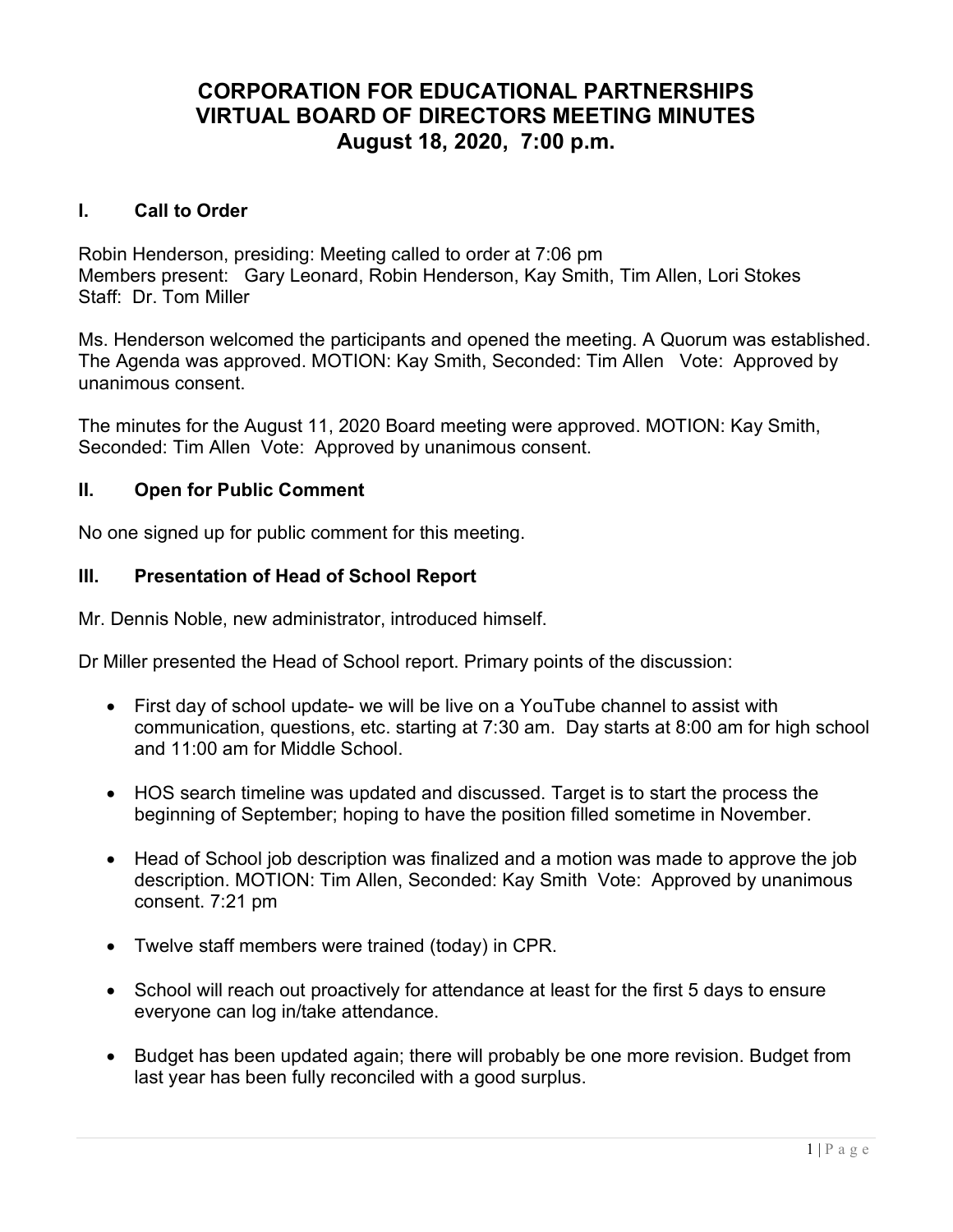# CORPORATION FOR EDUCATIONAL PARTNERSHIPS
# VIRTUAL BOARD OF DIRECTORS MEETING MINUTES
# August 18, 2020, 7:00 p.m.

## I. Call to Order

Robin Henderson, presiding: Meeting called to order at 7:06 pm
Members present: Gary Leonard, Robin Henderson, Kay Smith, Tim Allen, Lori Stokes
Staff: Dr. Tom Miller

Ms. Henderson welcomed the participants and opened the meeting. A Quorum was established. The Agenda was approved. MOTION: Kay Smith, Seconded: Tim Allen Vote: Approved by unanimous consent.

The minutes for the August 11, 2020 Board meeting were approved. MOTION: Kay Smith, Seconded: Tim Allen Vote: Approved by unanimous consent.

## II. Open for Public Comment

No one signed up for public comment for this meeting.

## III. Presentation of Head of School Report

Mr. Dennis Noble, new administrator, introduced himself.

Dr Miller presented the Head of School report. Primary points of the discussion:

- First day of school update- we will be live on a YouTube channel to assist with communication, questions, etc. starting at 7:30 am. Day starts at 8:00 am for high school and 11:00 am for Middle School.
- HOS search timeline was updated and discussed. Target is to start the process the beginning of September; hoping to have the position filled sometime in November.
- Head of School job description was finalized and a motion was made to approve the job description. MOTION: Tim Allen, Seconded: Kay Smith Vote: Approved by unanimous consent. 7:21 pm
- Twelve staff members were trained (today) in CPR.
- School will reach out proactively for attendance at least for the first 5 days to ensure everyone can log in/take attendance.
- Budget has been updated again; there will probably be one more revision. Budget from last year has been fully reconciled with a good surplus.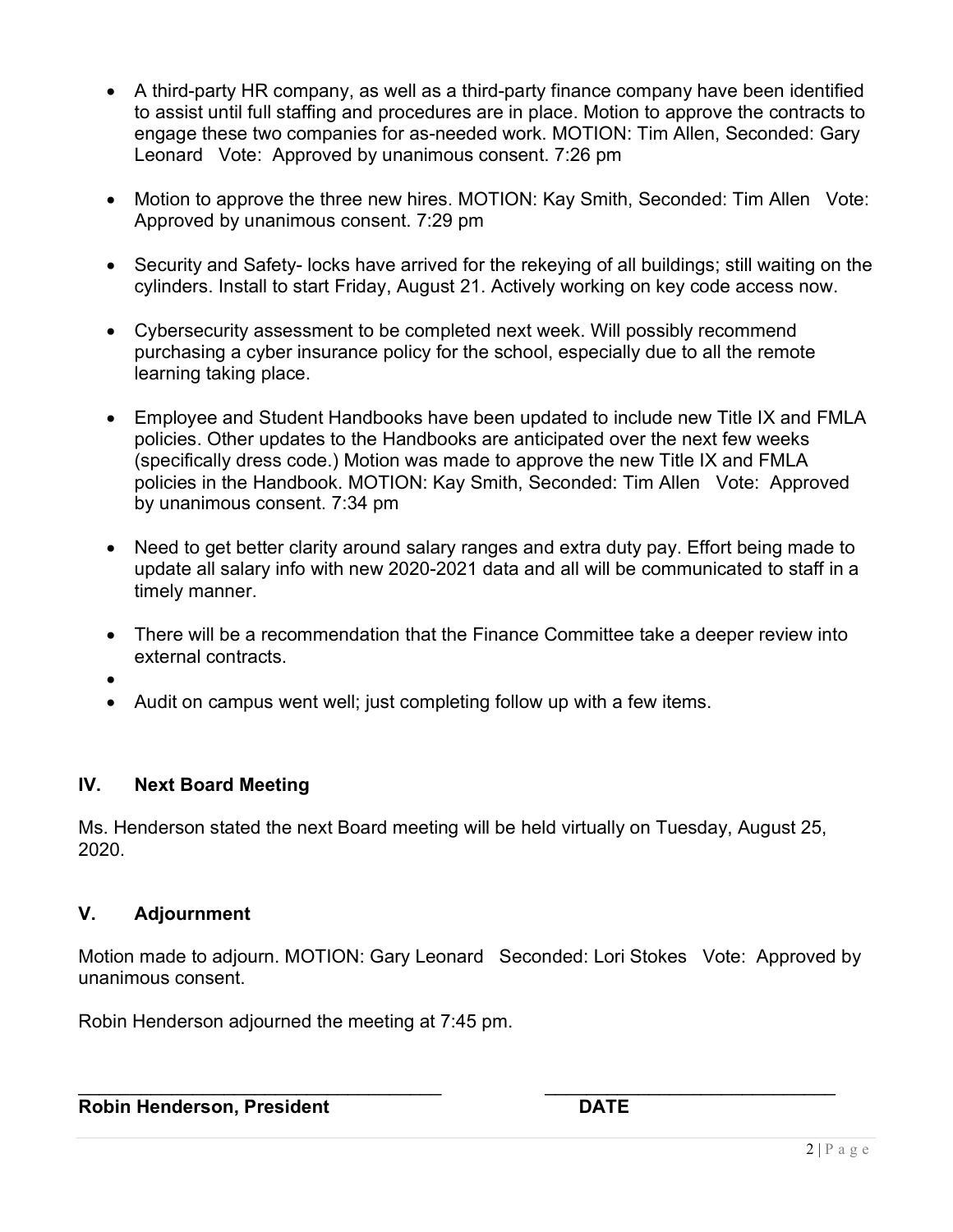- A third-party HR company, as well as a third-party finance company have been identified to assist until full staffing and procedures are in place. Motion to approve the contracts to engage these two companies for as-needed work. MOTION: Tim Allen, Seconded: Gary Leonard Vote: Approved by unanimous consent. 7:26 pm

- Motion to approve the three new hires. MOTION: Kay Smith, Seconded: Tim Allen Vote: Approved by unanimous consent. 7:29 pm

- Security and Safety- locks have arrived for the rekeying of all buildings; still waiting on the cylinders. Install to start Friday, August 21. Actively working on key code access now.

- Cybersecurity assessment to be completed next week. Will possibly recommend purchasing a cyber insurance policy for the school, especially due to all the remote learning taking place.

- Employee and Student Handbooks have been updated to include new Title IX and FMLA policies. Other updates to the Handbooks are anticipated over the next few weeks (specifically dress code.) Motion was made to approve the new Title IX and FMLA policies in the Handbook. MOTION: Kay Smith, Seconded: Tim Allen Vote: Approved by unanimous consent. 7:34 pm

- Need to get better clarity around salary ranges and extra duty pay. Effort being made to update all salary info with new 2020-2021 data and all will be communicated to staff in a timely manner.

- There will be a recommendation that the Finance Committee take a deeper review into external contracts.
- 
- Audit on campus went well; just completing follow up with a few items.

## IV. Next Board Meeting

Ms. Henderson stated the next Board meeting will be held virtually on Tuesday, August 25, 2020.

## V. Adjournment

Motion made to adjourn. MOTION: Gary Leonard Seconded: Lori Stokes Vote: Approved by unanimous consent.

Robin Henderson adjourned the meeting at 7:45 pm.

\_\_\_\_\_\_\_\_\_\_\_\_\_\_\_\_\_\_\_\_\_\_\_\_\_\_\_\_\_\_\_\_\_\_\_\_ \_\_\_\_\_\_\_\_\_\_\_\_\_\_\_\_\_\_\_\_\_\_\_\_\_\_\_\_\_\_

**Robin Henderson, President** **DATE**